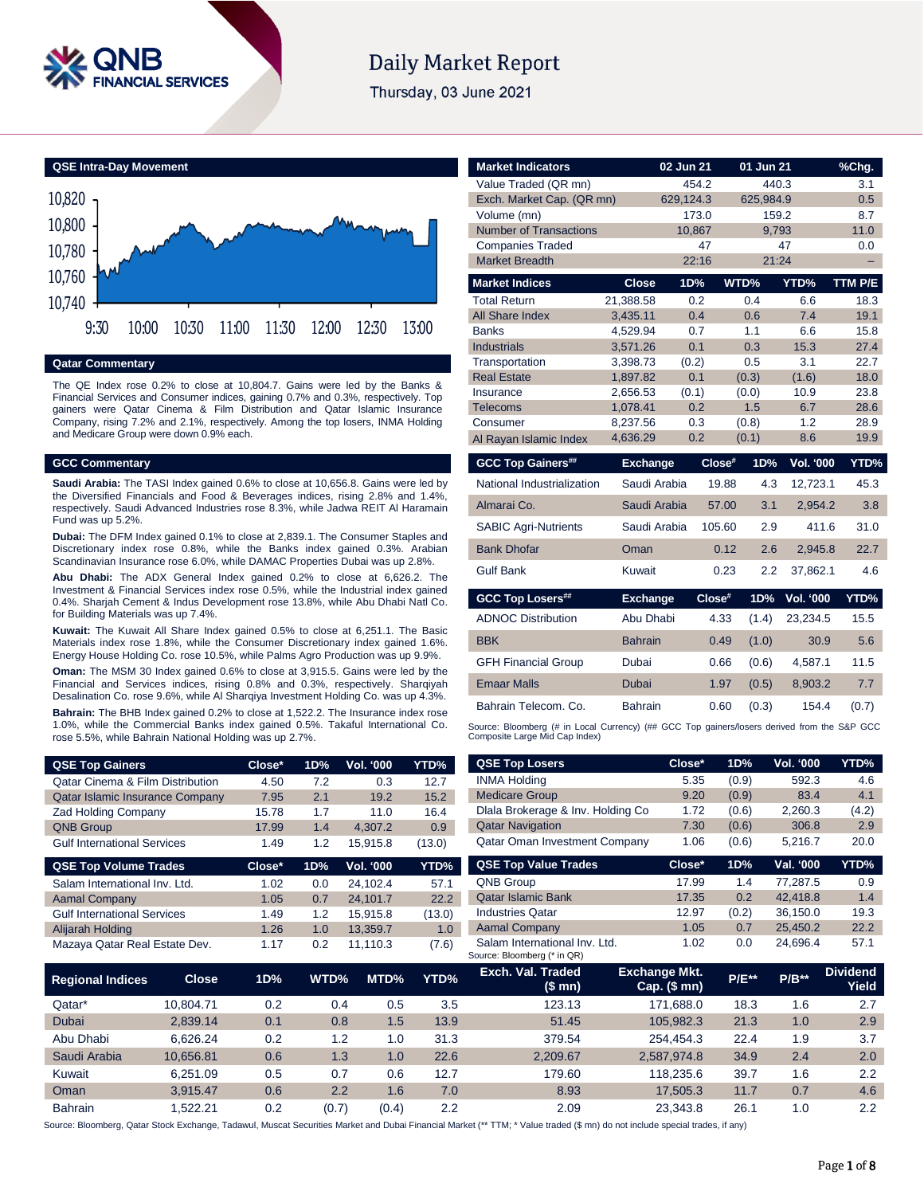# Daily Market Report

Thursday, 03 June 2021

## QSE Intra-Day Movement

10,820 / 10,800 / 10,780 / 10,760 / 10,740

9:30 10:00 10:30 11:00 11:30 12:00 12:30 13:00

## Qatar Commentary

The QE Index rose 0.2% to close at 10,804.7. Gains were led by the Banks & Financial Services and Consumer indices, gaining 0.7% and 0.3%, respectively. Top gainers were Qatar Cinema & Film Distribution and Qatar Islamic Insurance Company, rising 7.2% and 2.1%, respectively. Among the top losers, INMA Holding and Medicare Group were down 0.9% each.

## GCC Commentary

**Saudi Arabia:** The TASI Index gained 0.6% to close at 10,656.8. Gains were led by the Diversified Financials and Food & Beverages indices, rising 2.8% and 1.4%, respectively. Saudi Advanced Industries rose 8.3%, while Jadwa REIT Al Haramain Fund was up 5.2%.

**Dubai:** The DFM Index gained 0.1% to close at 2,839.1. The Consumer Staples and Discretionary index rose 0.8%, while the Banks index gained 0.3%. Arabian Scandinavian Insurance rose 6.0%, while DAMAC Properties Dubai was up 2.8%.

**Abu Dhabi:** The ADX General Index gained 0.2% to close at 6,626.2. The Investment & Financial Services index rose 0.5%, while the Industrial index gained 0.4%. Sharjah Cement & Indus Development rose 13.8%, while Abu Dhabi Natl Co. for Building Materials was up 7.4%.

**Kuwait:** The Kuwait All Share Index gained 0.5% to close at 6,251.1. The Basic Materials index rose 1.8%, while the Consumer Discretionary index gained 1.6%. Energy House Holding Co. rose 10.5%, while Palms Agro Production was up 9.9%.

**Oman:** The MSM 30 Index gained 0.6% to close at 3,915.5. Gains were led by the Financial and Services indices, rising 0.8% and 0.3%, respectively. Sharqiyah Desalination Co. rose 9.6%, while Al Sharqiya Investment Holding Co. was up 4.3%.

**Bahrain:** The BHB Index gained 0.2% to close at 1,522.2. The Insurance index rose 1.0%, while the Commercial Banks index gained 0.5%. Takaful International Co. rose 5.5%, while Bahrain National Holding was up 2.7%.

| Market Indicators | 02 Jun 21 | 01 Jun 21 | %Chg. |
|---|---|---|---|
| Value Traded (QR mn) | 454.2 | 440.3 | 3.1 |
| Exch. Market Cap. (QR mn) | 629,124.3 | 625,984.9 | 0.5 |
| Volume (mn) | 173.0 | 159.2 | 8.7 |
| Number of Transactions | 10,867 | 9,793 | 11.0 |
| Companies Traded | 47 | 47 | 0.0 |
| Market Breadth | 22:16 | 21:24 | – |

| Market Indices | Close | 1D% | WTD% | YTD% | TTM P/E |
|---|---|---|---|---|---|
| Total Return | 21,388.58 | 0.2 | 0.4 | 6.6 | 18.3 |
| All Share Index | 3,435.11 | 0.4 | 0.6 | 7.4 | 19.1 |
| Banks | 4,529.94 | 0.7 | 1.1 | 6.6 | 15.8 |
| Industrials | 3,571.26 | 0.1 | 0.3 | 15.3 | 27.4 |
| Transportation | 3,398.73 | (0.2) | 0.5 | 3.1 | 22.7 |
| Real Estate | 1,897.82 | 0.1 | (0.3) | (1.6) | 18.0 |
| Insurance | 2,656.53 | (0.1) | (0.0) | 10.9 | 23.8 |
| Telecoms | 1,078.41 | 0.2 | 1.5 | 6.7 | 28.6 |
| Consumer | 8,237.56 | 0.3 | (0.8) | 1.2 | 28.9 |
| Al Rayan Islamic Index | 4,636.29 | 0.2 | (0.1) | 8.6 | 19.9 |

| GCC Top Gainers## | Exchange | Close# | 1D% | Vol. '000 | YTD% |
|---|---|---|---|---|---|
| National Industrialization | Saudi Arabia | 19.88 | 4.3 | 12,723.1 | 45.3 |
| Almarai Co. | Saudi Arabia | 57.00 | 3.1 | 2,954.2 | 3.8 |
| SABIC Agri-Nutrients | Saudi Arabia | 105.60 | 2.9 | 411.6 | 31.0 |
| Bank Dhofar | Oman | 0.12 | 2.6 | 2,945.8 | 22.7 |
| Gulf Bank | Kuwait | 0.23 | 2.2 | 37,862.1 | 4.6 |

| GCC Top Losers## | Exchange | Close# | 1D% | Vol. '000 | YTD% |
|---|---|---|---|---|---|
| ADNOC Distribution | Abu Dhabi | 4.33 | (1.4) | 23,234.5 | 15.5 |
| BBK | Bahrain | 0.49 | (1.0) | 30.9 | 5.6 |
| GFH Financial Group | Dubai | 0.66 | (0.6) | 4,587.1 | 11.5 |
| Emaar Malls | Dubai | 1.97 | (0.5) | 8,903.2 | 7.7 |
| Bahrain Telecom. Co. | Bahrain | 0.60 | (0.3) | 154.4 | (0.7) |

Source: Bloomberg (# in Local Currency) (## GCC Top gainers/losers derived from the S&P GCC Composite Large Mid Cap Index)

| QSE Top Gainers | Close* | 1D% | Vol. '000 | YTD% |
|---|---|---|---|---|
| Qatar Cinema & Film Distribution | 4.50 | 7.2 | 0.3 | 12.7 |
| Qatar Islamic Insurance Company | 7.95 | 2.1 | 19.2 | 15.2 |
| Zad Holding Company | 15.78 | 1.7 | 11.0 | 16.4 |
| QNB Group | 17.99 | 1.4 | 4,307.2 | 0.9 |
| Gulf International Services | 1.49 | 1.2 | 15,915.8 | (13.0) |

| QSE Top Volume Trades | Close* | 1D% | Vol. '000 | YTD% |
|---|---|---|---|---|
| Salam International Inv. Ltd. | 1.02 | 0.0 | 24,102.4 | 57.1 |
| Aamal Company | 1.05 | 0.7 | 24,101.7 | 22.2 |
| Gulf International Services | 1.49 | 1.2 | 15,915.8 | (13.0) |
| Alijarah Holding | 1.26 | 1.0 | 13,359.7 | 1.0 |
| Mazaya Qatar Real Estate Dev. | 1.17 | 0.2 | 11,110.3 | (7.6) |

| QSE Top Losers | Close* | 1D% | Vol. '000 | YTD% |
|---|---|---|---|---|
| INMA Holding | 5.35 | (0.9) | 592.3 | 4.6 |
| Medicare Group | 9.20 | (0.9) | 83.4 | 4.1 |
| Dlala Brokerage & Inv. Holding Co | 1.72 | (0.6) | 2,260.3 | (4.2) |
| Qatar Navigation | 7.30 | (0.6) | 306.8 | 2.9 |
| Qatar Oman Investment Company | 1.06 | (0.6) | 5,216.7 | 20.0 |

| QSE Top Value Trades | Close* | 1D% | Val. '000 | YTD% |
|---|---|---|---|---|
| QNB Group | 17.99 | 1.4 | 77,287.5 | 0.9 |
| Qatar Islamic Bank | 17.35 | 0.2 | 42,418.8 | 1.4 |
| Industries Qatar | 12.97 | (0.2) | 36,150.0 | 19.3 |
| Aamal Company | 1.05 | 0.7 | 25,450.2 | 22.2 |
| Salam International Inv. Ltd. | 1.02 | 0.0 | 24,696.4 | 57.1 |

Source: Bloomberg (* in QR)

| Regional Indices | Close | 1D% | WTD% | MTD% | YTD% | Exch. Val. Traded ($ mn) | Exchange Mkt. Cap. ($ mn) | P/E** | P/B** | Dividend Yield |
|---|---|---|---|---|---|---|---|---|---|---|
| Qatar* | 10,804.71 | 0.2 | 0.4 | 0.5 | 3.5 | 123.13 | 171,688.0 | 18.3 | 1.6 | 2.7 |
| Dubai | 2,839.14 | 0.1 | 0.8 | 1.5 | 13.9 | 51.45 | 105,982.3 | 21.3 | 1.0 | 2.9 |
| Abu Dhabi | 6,626.24 | 0.2 | 1.2 | 1.0 | 31.3 | 379.54 | 254,454.3 | 22.4 | 1.9 | 3.7 |
| Saudi Arabia | 10,656.81 | 0.6 | 1.3 | 1.0 | 22.6 | 2,209.67 | 2,587,974.8 | 34.9 | 2.4 | 2.0 |
| Kuwait | 6,251.09 | 0.5 | 0.7 | 0.6 | 12.7 | 179.60 | 118,235.6 | 39.7 | 1.6 | 2.2 |
| Oman | 3,915.47 | 0.6 | 2.2 | 1.6 | 7.0 | 8.93 | 17,505.3 | 11.7 | 0.7 | 4.6 |
| Bahrain | 1,522.21 | 0.2 | (0.7) | (0.4) | 2.2 | 2.09 | 23,343.8 | 26.1 | 1.0 | 2.2 |

Source: Bloomberg, Qatar Stock Exchange, Tadawul, Muscat Securities Market and Dubai Financial Market (** TTM; * Value traded ($ mn) do not include special trades, if any)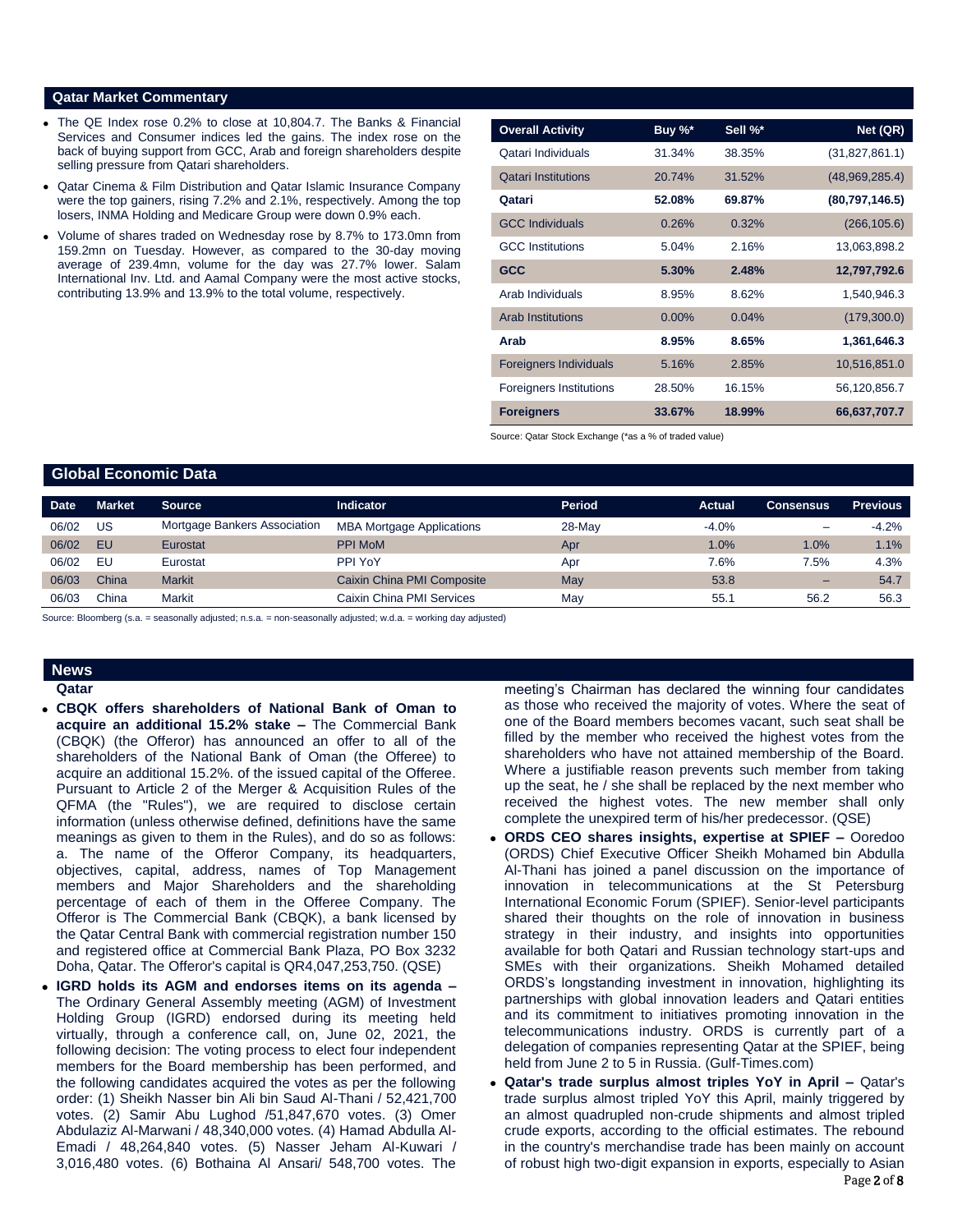## Qatar Market Commentary

- The QE Index rose 0.2% to close at 10,804.7. The Banks & Financial Services and Consumer indices led the gains. The index rose on the back of buying support from GCC, Arab and foreign shareholders despite selling pressure from Qatari shareholders.
- Qatar Cinema & Film Distribution and Qatar Islamic Insurance Company were the top gainers, rising 7.2% and 2.1%, respectively. Among the top losers, INMA Holding and Medicare Group were down 0.9% each.
- Volume of shares traded on Wednesday rose by 8.7% to 173.0mn from 159.2mn on Tuesday. However, as compared to the 30-day moving average of 239.4mn, volume for the day was 27.7% lower. Salam International Inv. Ltd. and Aamal Company were the most active stocks, contributing 13.9% and 13.9% to the total volume, respectively.

| Overall Activity | Buy %* | Sell %* | Net (QR) |
|---|---|---|---|
| Qatari Individuals | 31.34% | 38.35% | (31,827,861.1) |
| Qatari Institutions | 20.74% | 31.52% | (48,969,285.4) |
| **Qatari** | **52.08%** | **69.87%** | **(80,797,146.5)** |
| GCC Individuals | 0.26% | 0.32% | (266,105.6) |
| GCC Institutions | 5.04% | 2.16% | 13,063,898.2 |
| **GCC** | **5.30%** | **2.48%** | **12,797,792.6** |
| Arab Individuals | 8.95% | 8.62% | 1,540,946.3 |
| Arab Institutions | 0.00% | 0.04% | (179,300.0) |
| **Arab** | **8.95%** | **8.65%** | **1,361,646.3** |
| Foreigners Individuals | 5.16% | 2.85% | 10,516,851.0 |
| Foreigners Institutions | 28.50% | 16.15% | 56,120,856.7 |
| **Foreigners** | **33.67%** | **18.99%** | **66,637,707.7** |

Source: Qatar Stock Exchange (*as a % of traded value)

## Global Economic Data

| Date | Market | Source | Indicator | Period | Actual | Consensus | Previous |
|---|---|---|---|---|---|---|---|
| 06/02 | US | Mortgage Bankers Association | MBA Mortgage Applications | 28-May | -4.0% | – | -4.2% |
| 06/02 | EU | Eurostat | PPI MoM | Apr | 1.0% | 1.0% | 1.1% |
| 06/02 | EU | Eurostat | PPI YoY | Apr | 7.6% | 7.5% | 4.3% |
| 06/03 | China | Markit | Caixin China PMI Composite | May | 53.8 | – | 54.7 |
| 06/03 | China | Markit | Caixin China PMI Services | May | 55.1 | 56.2 | 56.3 |

Source: Bloomberg (s.a. = seasonally adjusted; n.s.a. = non-seasonally adjusted; w.d.a. = working day adjusted)

## News

### Qatar

- **CBQK offers shareholders of National Bank of Oman to acquire an additional 15.2% stake –** The Commercial Bank (CBQK) (the Offeror) has announced an offer to all of the shareholders of the National Bank of Oman (the Offeree) to acquire an additional 15.2%. of the issued capital of the Offeree. Pursuant to Article 2 of the Merger & Acquisition Rules of the QFMA (the "Rules"), we are required to disclose certain information (unless otherwise defined, definitions have the same meanings as given to them in the Rules), and do so as follows: a. The name of the Offeror Company, its headquarters, objectives, capital, address, names of Top Management members and Major Shareholders and the shareholding percentage of each of them in the Offeree Company. The Offeror is The Commercial Bank (CBQK), a bank licensed by the Qatar Central Bank with commercial registration number 150 and registered office at Commercial Bank Plaza, PO Box 3232 Doha, Qatar. The Offeror's capital is QR4,047,253,750. (QSE)
- **IGRD holds its AGM and endorses items on its agenda –** The Ordinary General Assembly meeting (AGM) of Investment Holding Group (IGRD) endorsed during its meeting held virtually, through a conference call, on, June 02, 2021, the following decision: The voting process to elect four independent members for the Board membership has been performed, and the following candidates acquired the votes as per the following order: (1) Sheikh Nasser bin Ali bin Saud Al-Thani / 52,421,700 votes. (2) Samir Abu Lughod /51,847,670 votes. (3) Omer Abdulaziz Al-Marwani / 48,340,000 votes. (4) Hamad Abdulla Al-Emadi / 48,264,840 votes. (5) Nasser Jeham Al-Kuwari / 3,016,480 votes. (6) Bothaina Al Ansari/ 548,700 votes. The meeting's Chairman has declared the winning four candidates as those who received the majority of votes. Where the seat of one of the Board members becomes vacant, such seat shall be filled by the member who received the highest votes from the shareholders who have not attained membership of the Board. Where a justifiable reason prevents such member from taking up the seat, he / she shall be replaced by the next member who received the highest votes. The new member shall only complete the unexpired term of his/her predecessor. (QSE)
- **ORDS CEO shares insights, expertise at SPIEF –** Ooredoo (ORDS) Chief Executive Officer Sheikh Mohamed bin Abdulla Al-Thani has joined a panel discussion on the importance of innovation in telecommunications at the St Petersburg International Economic Forum (SPIEF). Senior-level participants shared their thoughts on the role of innovation in business strategy in their industry, and insights into opportunities available for both Qatari and Russian technology start-ups and SMEs with their organizations. Sheikh Mohamed detailed ORDS's longstanding investment in innovation, highlighting its partnerships with global innovation leaders and Qatari entities and its commitment to initiatives promoting innovation in the telecommunications industry. ORDS is currently part of a delegation of companies representing Qatar at the SPIEF, being held from June 2 to 5 in Russia. (Gulf-Times.com)
- **Qatar's trade surplus almost triples YoY in April –** Qatar's trade surplus almost tripled YoY this April, mainly triggered by an almost quadrupled non-crude shipments and almost tripled crude exports, according to the official estimates. The rebound in the country's merchandise trade has been mainly on account of robust high two-digit expansion in exports, especially to Asian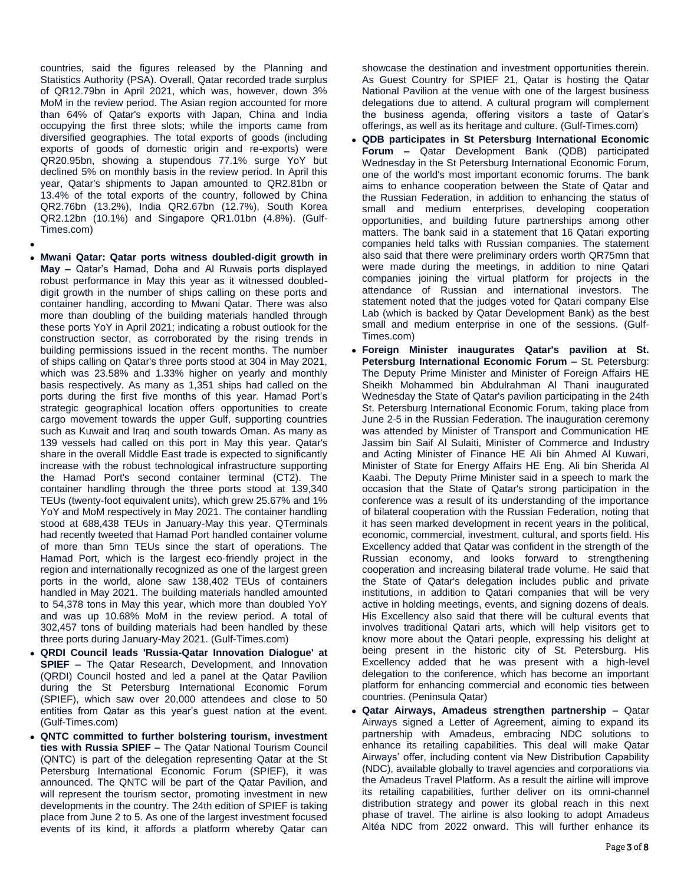countries, said the figures released by the Planning and Statistics Authority (PSA). Overall, Qatar recorded trade surplus of QR12.79bn in April 2021, which was, however, down 3% MoM in the review period. The Asian region accounted for more than 64% of Qatar's exports with Japan, China and India occupying the first three slots; while the imports came from diversified geographies. The total exports of goods (including exports of goods of domestic origin and re-exports) were QR20.95bn, showing a stupendous 77.1% surge YoY but declined 5% on monthly basis in the review period. In April this year, Qatar's shipments to Japan amounted to QR2.81bn or 13.4% of the total exports of the country, followed by China QR2.76bn (13.2%), India QR2.67bn (12.7%), South Korea QR2.12bn (10.1%) and Singapore QR1.01bn (4.8%). (Gulf-Times.com)

- **Mwani Qatar: Qatar ports witness doubled-digit growth in May –** Qatar's Hamad, Doha and Al Ruwais ports displayed robust performance in May this year as it witnessed doubled-digit growth in the number of ships calling on these ports and container handling, according to Mwani Qatar. There was also more than doubling of the building materials handled through these ports YoY in April 2021; indicating a robust outlook for the construction sector, as corroborated by the rising trends in building permissions issued in the recent months. The number of ships calling on Qatar's three ports stood at 304 in May 2021, which was 23.58% and 1.33% higher on yearly and monthly basis respectively. As many as 1,351 ships had called on the ports during the first five months of this year. Hamad Port's strategic geographical location offers opportunities to create cargo movement towards the upper Gulf, supporting countries such as Kuwait and Iraq and south towards Oman. As many as 139 vessels had called on this port in May this year. Qatar's share in the overall Middle East trade is expected to significantly increase with the robust technological infrastructure supporting the Hamad Port's second container terminal (CT2). The container handling through the three ports stood at 139,340 TEUs (twenty-foot equivalent units), which grew 25.67% and 1% YoY and MoM respectively in May 2021. The container handling stood at 688,438 TEUs in January-May this year. QTerminals had recently tweeted that Hamad Port handled container volume of more than 5mn TEUs since the start of operations. The Hamad Port, which is the largest eco-friendly project in the region and internationally recognized as one of the largest green ports in the world, alone saw 138,402 TEUs of containers handled in May 2021. The building materials handled amounted to 54,378 tons in May this year, which more than doubled YoY and was up 10.68% MoM in the review period. A total of 302,457 tons of building materials had been handled by these three ports during January-May 2021. (Gulf-Times.com)
- **QRDI Council leads 'Russia-Qatar Innovation Dialogue' at SPIEF –** The Qatar Research, Development, and Innovation (QRDI) Council hosted and led a panel at the Qatar Pavilion during the St Petersburg International Economic Forum (SPIEF), which saw over 20,000 attendees and close to 50 entities from Qatar as this year's guest nation at the event. (Gulf-Times.com)
- **QNTC committed to further bolstering tourism, investment ties with Russia SPIEF –** The Qatar National Tourism Council (QNTC) is part of the delegation representing Qatar at the St Petersburg International Economic Forum (SPIEF), it was announced. The QNTC will be part of the Qatar Pavilion, and will represent the tourism sector, promoting investment in new developments in the country. The 24th edition of SPIEF is taking place from June 2 to 5. As one of the largest investment focused events of its kind, it affords a platform whereby Qatar can showcase the destination and investment opportunities therein. As Guest Country for SPIEF 21, Qatar is hosting the Qatar National Pavilion at the venue with one of the largest business delegations due to attend. A cultural program will complement the business agenda, offering visitors a taste of Qatar's offerings, as well as its heritage and culture. (Gulf-Times.com)
- **QDB participates in St Petersburg International Economic Forum –** Qatar Development Bank (QDB) participated Wednesday in the St Petersburg International Economic Forum, one of the world's most important economic forums. The bank aims to enhance cooperation between the State of Qatar and the Russian Federation, in addition to enhancing the status of small and medium enterprises, developing cooperation opportunities, and building future partnerships among other matters. The bank said in a statement that 16 Qatari exporting companies held talks with Russian companies. The statement also said that there were preliminary orders worth QR75mn that were made during the meetings, in addition to nine Qatari companies joining the virtual platform for projects in the attendance of Russian and international investors. The statement noted that the judges voted for Qatari company Else Lab (which is backed by Qatar Development Bank) as the best small and medium enterprise in one of the sessions. (Gulf-Times.com)
- **Foreign Minister inaugurates Qatar's pavilion at St. Petersburg International Economic Forum –** St. Petersburg: The Deputy Prime Minister and Minister of Foreign Affairs HE Sheikh Mohammed bin Abdulrahman Al Thani inaugurated Wednesday the State of Qatar's pavilion participating in the 24th St. Petersburg International Economic Forum, taking place from June 2-5 in the Russian Federation. The inauguration ceremony was attended by Minister of Transport and Communication HE Jassim bin Saif Al Sulaiti, Minister of Commerce and Industry and Acting Minister of Finance HE Ali bin Ahmed Al Kuwari, Minister of State for Energy Affairs HE Eng. Ali bin Sherida Al Kaabi. The Deputy Prime Minister said in a speech to mark the occasion that the State of Qatar's strong participation in the conference was a result of its understanding of the importance of bilateral cooperation with the Russian Federation, noting that it has seen marked development in recent years in the political, economic, commercial, investment, cultural, and sports field. His Excellency added that Qatar was confident in the strength of the Russian economy, and looks forward to strengthening cooperation and increasing bilateral trade volume. He said that the State of Qatar's delegation includes public and private institutions, in addition to Qatari companies that will be very active in holding meetings, events, and signing dozens of deals. His Excellency also said that there will be cultural events that involves traditional Qatari arts, which will help visitors get to know more about the Qatari people, expressing his delight at being present in the historic city of St. Petersburg. His Excellency added that he was present with a high-level delegation to the conference, which has become an important platform for enhancing commercial and economic ties between countries. (Peninsula Qatar)
- **Qatar Airways, Amadeus strengthen partnership –** Qatar Airways signed a Letter of Agreement, aiming to expand its partnership with Amadeus, embracing NDC solutions to enhance its retailing capabilities. This deal will make Qatar Airways' offer, including content via New Distribution Capability (NDC), available globally to travel agencies and corporations via the Amadeus Travel Platform. As a result the airline will improve its retailing capabilities, further deliver on its omni-channel distribution strategy and power its global reach in this next phase of travel. The airline is also looking to adopt Amadeus Altéa NDC from 2022 onward. This will further enhance its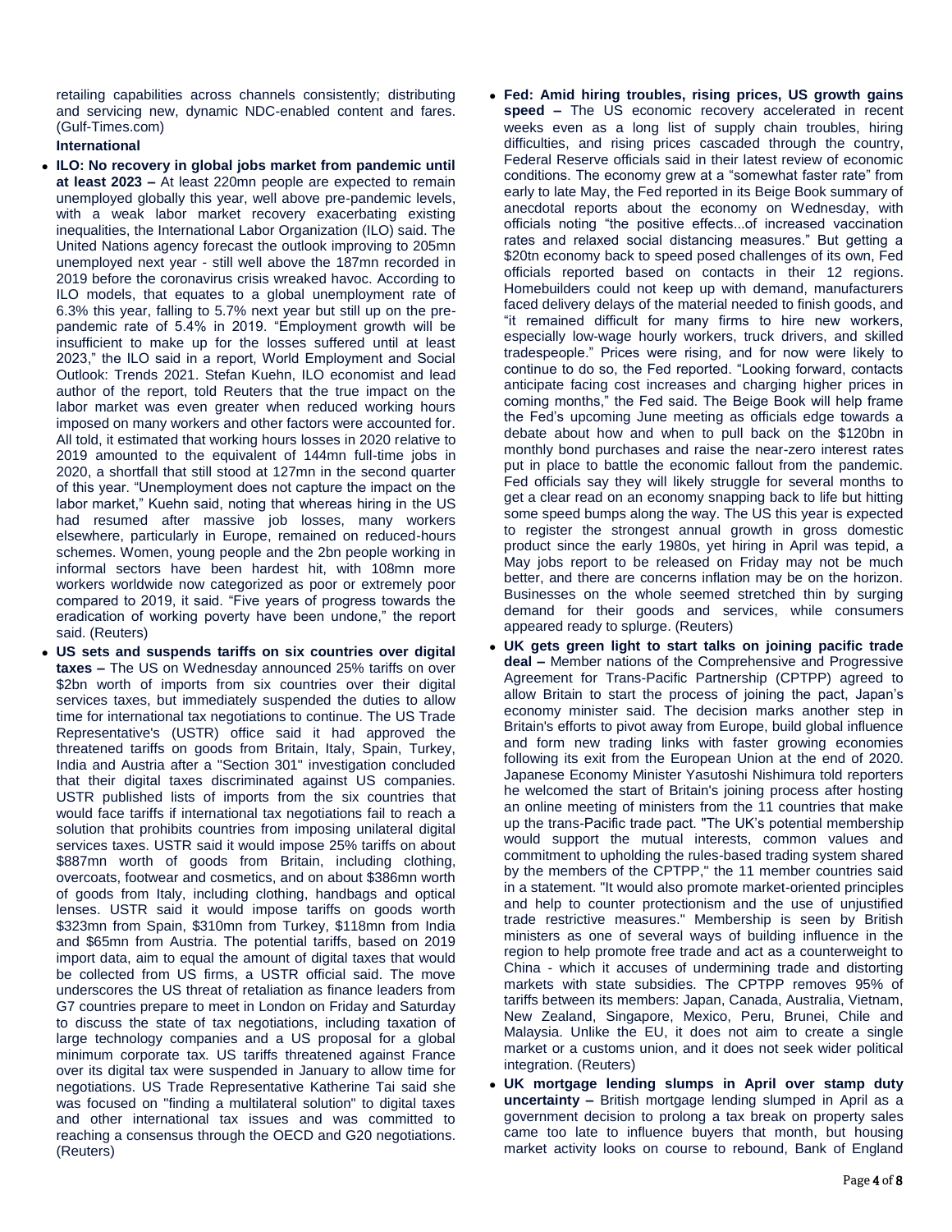retailing capabilities across channels consistently; distributing and servicing new, dynamic NDC-enabled content and fares. (Gulf-Times.com)

**International**

- **ILO: No recovery in global jobs market from pandemic until at least 2023 –** At least 220mn people are expected to remain unemployed globally this year, well above pre-pandemic levels, with a weak labor market recovery exacerbating existing inequalities, the International Labor Organization (ILO) said. The United Nations agency forecast the outlook improving to 205mn unemployed next year - still well above the 187mn recorded in 2019 before the coronavirus crisis wreaked havoc. According to ILO models, that equates to a global unemployment rate of 6.3% this year, falling to 5.7% next year but still up on the pre-pandemic rate of 5.4% in 2019. "Employment growth will be insufficient to make up for the losses suffered until at least 2023," the ILO said in a report, World Employment and Social Outlook: Trends 2021. Stefan Kuehn, ILO economist and lead author of the report, told Reuters that the true impact on the labor market was even greater when reduced working hours imposed on many workers and other factors were accounted for. All told, it estimated that working hours losses in 2020 relative to 2019 amounted to the equivalent of 144mn full-time jobs in 2020, a shortfall that still stood at 127mn in the second quarter of this year. "Unemployment does not capture the impact on the labor market," Kuehn said, noting that whereas hiring in the US had resumed after massive job losses, many workers elsewhere, particularly in Europe, remained on reduced-hours schemes. Women, young people and the 2bn people working in informal sectors have been hardest hit, with 108mn more workers worldwide now categorized as poor or extremely poor compared to 2019, it said. "Five years of progress towards the eradication of working poverty have been undone," the report said. (Reuters)
- **US sets and suspends tariffs on six countries over digital taxes –** The US on Wednesday announced 25% tariffs on over $2bn worth of imports from six countries over their digital services taxes, but immediately suspended the duties to allow time for international tax negotiations to continue. The US Trade Representative's (USTR) office said it had approved the threatened tariffs on goods from Britain, Italy, Spain, Turkey, India and Austria after a "Section 301" investigation concluded that their digital taxes discriminated against US companies. USTR published lists of imports from the six countries that would face tariffs if international tax negotiations fail to reach a solution that prohibits countries from imposing unilateral digital services taxes. USTR said it would impose 25% tariffs on about $887mn worth of goods from Britain, including clothing, overcoats, footwear and cosmetics, and on about $386mn worth of goods from Italy, including clothing, handbags and optical lenses. USTR said it would impose tariffs on goods worth $323mn from Spain, $310mn from Turkey, $118mn from India and $65mn from Austria. The potential tariffs, based on 2019 import data, aim to equal the amount of digital taxes that would be collected from US firms, a USTR official said. The move underscores the US threat of retaliation as finance leaders from G7 countries prepare to meet in London on Friday and Saturday to discuss the state of tax negotiations, including taxation of large technology companies and a US proposal for a global minimum corporate tax. US tariffs threatened against France over its digital tax were suspended in January to allow time for negotiations. US Trade Representative Katherine Tai said she was focused on "finding a multilateral solution" to digital taxes and other international tax issues and was committed to reaching a consensus through the OECD and G20 negotiations. (Reuters)
- **Fed: Amid hiring troubles, rising prices, US growth gains speed –** The US economic recovery accelerated in recent weeks even as a long list of supply chain troubles, hiring difficulties, and rising prices cascaded through the country, Federal Reserve officials said in their latest review of economic conditions. The economy grew at a "somewhat faster rate" from early to late May, the Fed reported in its Beige Book summary of anecdotal reports about the economy on Wednesday, with officials noting "the positive effects...of increased vaccination rates and relaxed social distancing measures." But getting a $20tn economy back to speed posed challenges of its own, Fed officials reported based on contacts in their 12 regions. Homebuilders could not keep up with demand, manufacturers faced delivery delays of the material needed to finish goods, and "it remained difficult for many firms to hire new workers, especially low-wage hourly workers, truck drivers, and skilled tradespeople." Prices were rising, and for now were likely to continue to do so, the Fed reported. "Looking forward, contacts anticipate facing cost increases and charging higher prices in coming months," the Fed said. The Beige Book will help frame the Fed's upcoming June meeting as officials edge towards a debate about how and when to pull back on the $120bn in monthly bond purchases and raise the near-zero interest rates put in place to battle the economic fallout from the pandemic. Fed officials say they will likely struggle for several months to get a clear read on an economy snapping back to life but hitting some speed bumps along the way. The US this year is expected to register the strongest annual growth in gross domestic product since the early 1980s, yet hiring in April was tepid, a May jobs report to be released on Friday may not be much better, and there are concerns inflation may be on the horizon. Businesses on the whole seemed stretched thin by surging demand for their goods and services, while consumers appeared ready to splurge. (Reuters)
- **UK gets green light to start talks on joining pacific trade deal –** Member nations of the Comprehensive and Progressive Agreement for Trans-Pacific Partnership (CPTPP) agreed to allow Britain to start the process of joining the pact, Japan's economy minister said. The decision marks another step in Britain's efforts to pivot away from Europe, build global influence and form new trading links with faster growing economies following its exit from the European Union at the end of 2020. Japanese Economy Minister Yasutoshi Nishimura told reporters he welcomed the start of Britain's joining process after hosting an online meeting of ministers from the 11 countries that make up the trans-Pacific trade pact. "The UK's potential membership would support the mutual interests, common values and commitment to upholding the rules-based trading system shared by the members of the CPTPP," the 11 member countries said in a statement. "It would also promote market-oriented principles and help to counter protectionism and the use of unjustified trade restrictive measures." Membership is seen by British ministers as one of several ways of building influence in the region to help promote free trade and act as a counterweight to China - which it accuses of undermining trade and distorting markets with state subsidies. The CPTPP removes 95% of tariffs between its members: Japan, Canada, Australia, Vietnam, New Zealand, Singapore, Mexico, Peru, Brunei, Chile and Malaysia. Unlike the EU, it does not aim to create a single market or a customs union, and it does not seek wider political integration. (Reuters)
- **UK mortgage lending slumps in April over stamp duty uncertainty –** British mortgage lending slumped in April as a government decision to prolong a tax break on property sales came too late to influence buyers that month, but housing market activity looks on course to rebound, Bank of England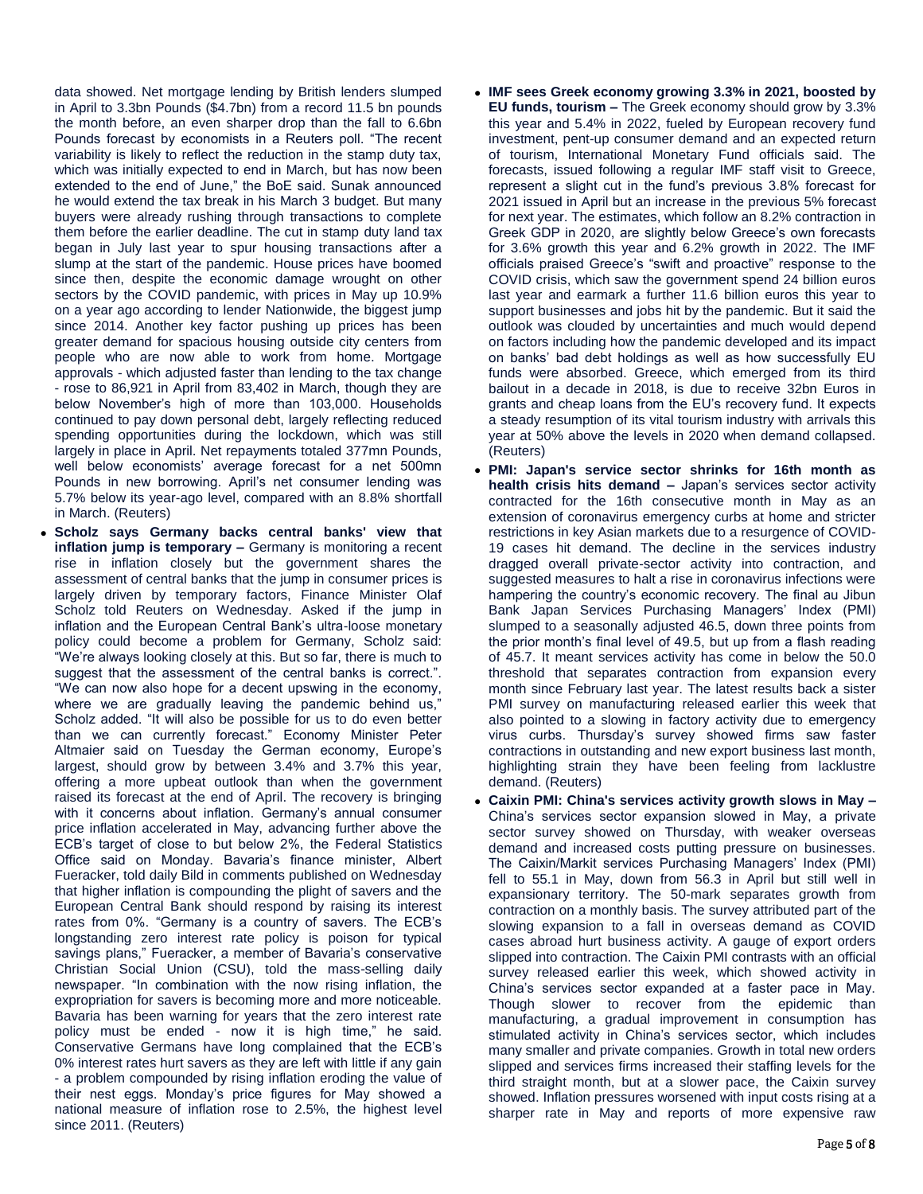data showed. Net mortgage lending by British lenders slumped in April to 3.3bn Pounds ($4.7bn) from a record 11.5 bn pounds the month before, an even sharper drop than the fall to 6.6bn Pounds forecast by economists in a Reuters poll. "The recent variability is likely to reflect the reduction in the stamp duty tax, which was initially expected to end in March, but has now been extended to the end of June," the BoE said. Sunak announced he would extend the tax break in his March 3 budget. But many buyers were already rushing through transactions to complete them before the earlier deadline. The cut in stamp duty land tax began in July last year to spur housing transactions after a slump at the start of the pandemic. House prices have boomed since then, despite the economic damage wrought on other sectors by the COVID pandemic, with prices in May up 10.9% on a year ago according to lender Nationwide, the biggest jump since 2014. Another key factor pushing up prices has been greater demand for spacious housing outside city centers from people who are now able to work from home. Mortgage approvals - which adjusted faster than lending to the tax change - rose to 86,921 in April from 83,402 in March, though they are below November's high of more than 103,000. Households continued to pay down personal debt, largely reflecting reduced spending opportunities during the lockdown, which was still largely in place in April. Net repayments totaled 377mn Pounds, well below economists' average forecast for a net 500mn Pounds in new borrowing. April's net consumer lending was 5.7% below its year-ago level, compared with an 8.8% shortfall in March. (Reuters)

- **Scholz says Germany backs central banks' view that inflation jump is temporary –** Germany is monitoring a recent rise in inflation closely but the government shares the assessment of central banks that the jump in consumer prices is largely driven by temporary factors, Finance Minister Olaf Scholz told Reuters on Wednesday. Asked if the jump in inflation and the European Central Bank's ultra-loose monetary policy could become a problem for Germany, Scholz said: "We're always looking closely at this. But so far, there is much to suggest that the assessment of the central banks is correct.". "We can now also hope for a decent upswing in the economy, where we are gradually leaving the pandemic behind us," Scholz added. "It will also be possible for us to do even better than we can currently forecast." Economy Minister Peter Altmaier said on Tuesday the German economy, Europe's largest, should grow by between 3.4% and 3.7% this year, offering a more upbeat outlook than when the government raised its forecast at the end of April. The recovery is bringing with it concerns about inflation. Germany's annual consumer price inflation accelerated in May, advancing further above the ECB's target of close to but below 2%, the Federal Statistics Office said on Monday. Bavaria's finance minister, Albert Fueracker, told daily Bild in comments published on Wednesday that higher inflation is compounding the plight of savers and the European Central Bank should respond by raising its interest rates from 0%. "Germany is a country of savers. The ECB's longstanding zero interest rate policy is poison for typical savings plans," Fueracker, a member of Bavaria's conservative Christian Social Union (CSU), told the mass-selling daily newspaper. "In combination with the now rising inflation, the expropriation for savers is becoming more and more noticeable. Bavaria has been warning for years that the zero interest rate policy must be ended - now it is high time," he said. Conservative Germans have long complained that the ECB's 0% interest rates hurt savers as they are left with little if any gain - a problem compounded by rising inflation eroding the value of their nest eggs. Monday's price figures for May showed a national measure of inflation rose to 2.5%, the highest level since 2011. (Reuters)

- **IMF sees Greek economy growing 3.3% in 2021, boosted by EU funds, tourism –** The Greek economy should grow by 3.3% this year and 5.4% in 2022, fueled by European recovery fund investment, pent-up consumer demand and an expected return of tourism, International Monetary Fund officials said. The forecasts, issued following a regular IMF staff visit to Greece, represent a slight cut in the fund's previous 3.8% forecast for 2021 issued in April but an increase in the previous 5% forecast for next year. The estimates, which follow an 8.2% contraction in Greek GDP in 2020, are slightly below Greece's own forecasts for 3.6% growth this year and 6.2% growth in 2022. The IMF officials praised Greece's "swift and proactive" response to the COVID crisis, which saw the government spend 24 billion euros last year and earmark a further 11.6 billion euros this year to support businesses and jobs hit by the pandemic. But it said the outlook was clouded by uncertainties and much would depend on factors including how the pandemic developed and its impact on banks' bad debt holdings as well as how successfully EU funds were absorbed. Greece, which emerged from its third bailout in a decade in 2018, is due to receive 32bn Euros in grants and cheap loans from the EU's recovery fund. It expects a steady resumption of its vital tourism industry with arrivals this year at 50% above the levels in 2020 when demand collapsed. (Reuters)

- **PMI: Japan's service sector shrinks for 16th month as health crisis hits demand –** Japan's services sector activity contracted for the 16th consecutive month in May as an extension of coronavirus emergency curbs at home and stricter restrictions in key Asian markets due to a resurgence of COVID-19 cases hit demand. The decline in the services industry dragged overall private-sector activity into contraction, and suggested measures to halt a rise in coronavirus infections were hampering the country's economic recovery. The final au Jibun Bank Japan Services Purchasing Managers' Index (PMI) slumped to a seasonally adjusted 46.5, down three points from the prior month's final level of 49.5, but up from a flash reading of 45.7. It meant services activity has come in below the 50.0 threshold that separates contraction from expansion every month since February last year. The latest results back a sister PMI survey on manufacturing released earlier this week that also pointed to a slowing in factory activity due to emergency virus curbs. Thursday's survey showed firms saw faster contractions in outstanding and new export business last month, highlighting strain they have been feeling from lacklustre demand. (Reuters)

- **Caixin PMI: China's services activity growth slows in May –** China's services sector expansion slowed in May, a private sector survey showed on Thursday, with weaker overseas demand and increased costs putting pressure on businesses. The Caixin/Markit services Purchasing Managers' Index (PMI) fell to 55.1 in May, down from 56.3 in April but still well in expansionary territory. The 50-mark separates growth from contraction on a monthly basis. The survey attributed part of the slowing expansion to a fall in overseas demand as COVID cases abroad hurt business activity. A gauge of export orders slipped into contraction. The Caixin PMI contrasts with an official survey released earlier this week, which showed activity in China's services sector expanded at a faster pace in May. Though slower to recover from the epidemic than manufacturing, a gradual improvement in consumption has stimulated activity in China's services sector, which includes many smaller and private companies. Growth in total new orders slipped and services firms increased their staffing levels for the third straight month, but at a slower pace, the Caixin survey showed. Inflation pressures worsened with input costs rising at a sharper rate in May and reports of more expensive raw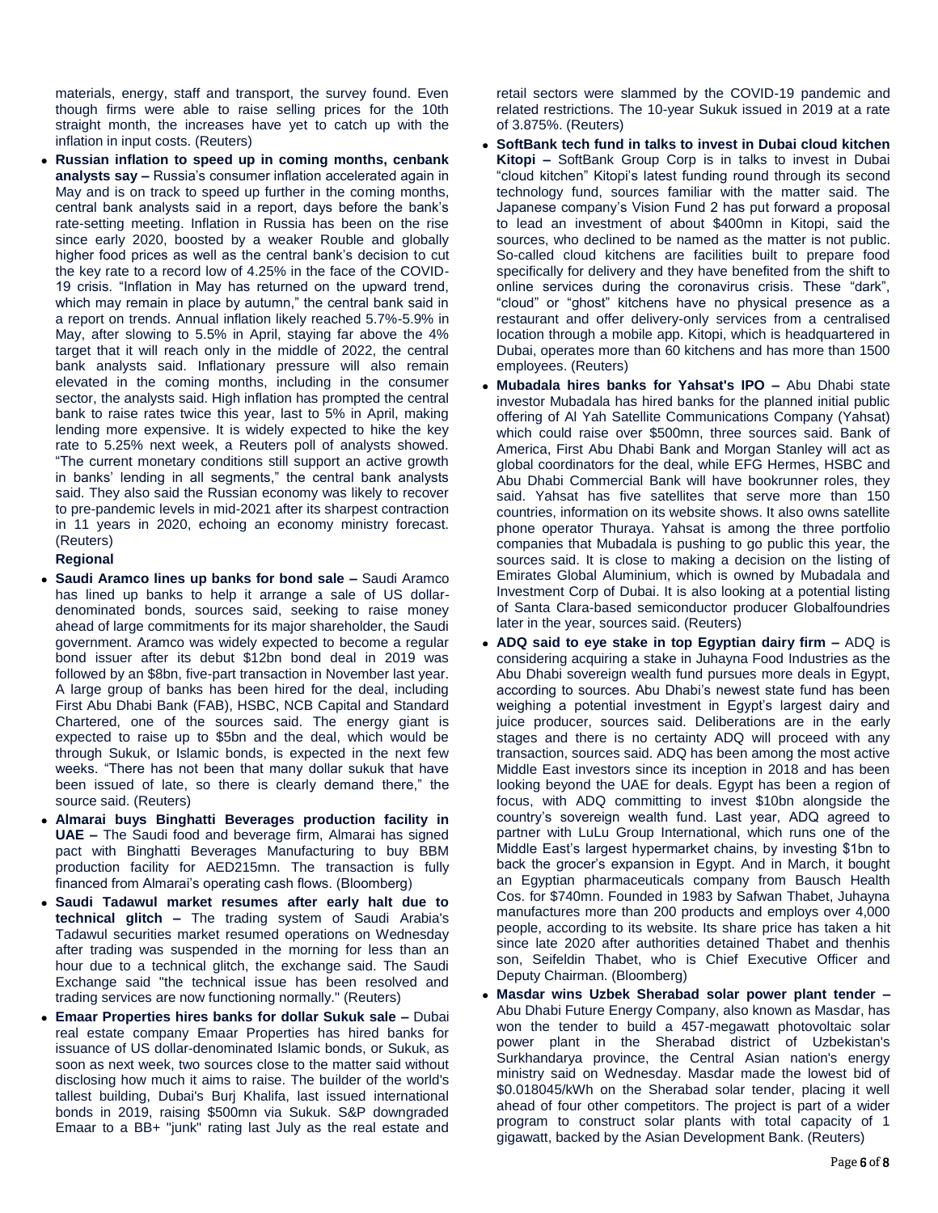materials, energy, staff and transport, the survey found. Even though firms were able to raise selling prices for the 10th straight month, the increases have yet to catch up with the inflation in input costs. (Reuters)

- **Russian inflation to speed up in coming months, cenbank analysts say –** Russia's consumer inflation accelerated again in May and is on track to speed up further in the coming months, central bank analysts said in a report, days before the bank's rate-setting meeting. Inflation in Russia has been on the rise since early 2020, boosted by a weaker Rouble and globally higher food prices as well as the central bank's decision to cut the key rate to a record low of 4.25% in the face of the COVID-19 crisis. "Inflation in May has returned on the upward trend, which may remain in place by autumn," the central bank said in a report on trends. Annual inflation likely reached 5.7%-5.9% in May, after slowing to 5.5% in April, staying far above the 4% target that it will reach only in the middle of 2022, the central bank analysts said. Inflationary pressure will also remain elevated in the coming months, including in the consumer sector, the analysts said. High inflation has prompted the central bank to raise rates twice this year, last to 5% in April, making lending more expensive. It is widely expected to hike the key rate to 5.25% next week, a Reuters poll of analysts showed. "The current monetary conditions still support an active growth in banks' lending in all segments," the central bank analysts said. They also said the Russian economy was likely to recover to pre-pandemic levels in mid-2021 after its sharpest contraction in 11 years in 2020, echoing an economy ministry forecast. (Reuters)

**Regional**

- **Saudi Aramco lines up banks for bond sale –** Saudi Aramco has lined up banks to help it arrange a sale of US dollar-denominated bonds, sources said, seeking to raise money ahead of large commitments for its major shareholder, the Saudi government. Aramco was widely expected to become a regular bond issuer after its debut $12bn bond deal in 2019 was followed by an $8bn, five-part transaction in November last year. A large group of banks has been hired for the deal, including First Abu Dhabi Bank (FAB), HSBC, NCB Capital and Standard Chartered, one of the sources said. The energy giant is expected to raise up to $5bn and the deal, which would be through Sukuk, or Islamic bonds, is expected in the next few weeks. "There has not been that many dollar sukuk that have been issued of late, so there is clearly demand there," the source said. (Reuters)
- **Almarai buys Binghatti Beverages production facility in UAE –** The Saudi food and beverage firm, Almarai has signed pact with Binghatti Beverages Manufacturing to buy BBM production facility for AED215mn. The transaction is fully financed from Almarai's operating cash flows. (Bloomberg)
- **Saudi Tadawul market resumes after early halt due to technical glitch –** The trading system of Saudi Arabia's Tadawul securities market resumed operations on Wednesday after trading was suspended in the morning for less than an hour due to a technical glitch, the exchange said. The Saudi Exchange said "the technical issue has been resolved and trading services are now functioning normally." (Reuters)
- **Emaar Properties hires banks for dollar Sukuk sale –** Dubai real estate company Emaar Properties has hired banks for issuance of US dollar-denominated Islamic bonds, or Sukuk, as soon as next week, two sources close to the matter said without disclosing how much it aims to raise. The builder of the world's tallest building, Dubai's Burj Khalifa, last issued international bonds in 2019, raising $500mn via Sukuk. S&P downgraded Emaar to a BB+ "junk" rating last July as the real estate and retail sectors were slammed by the COVID-19 pandemic and related restrictions. The 10-year Sukuk issued in 2019 at a rate of 3.875%. (Reuters)
- **SoftBank tech fund in talks to invest in Dubai cloud kitchen Kitopi –** SoftBank Group Corp is in talks to invest in Dubai "cloud kitchen" Kitopi's latest funding round through its second technology fund, sources familiar with the matter said. The Japanese company's Vision Fund 2 has put forward a proposal to lead an investment of about $400mn in Kitopi, said the sources, who declined to be named as the matter is not public. So-called cloud kitchens are facilities built to prepare food specifically for delivery and they have benefited from the shift to online services during the coronavirus crisis. These "dark", "cloud" or "ghost" kitchens have no physical presence as a restaurant and offer delivery-only services from a centralised location through a mobile app. Kitopi, which is headquartered in Dubai, operates more than 60 kitchens and has more than 1500 employees. (Reuters)
- **Mubadala hires banks for Yahsat's IPO –** Abu Dhabi state investor Mubadala has hired banks for the planned initial public offering of Al Yah Satellite Communications Company (Yahsat) which could raise over $500mn, three sources said. Bank of America, First Abu Dhabi Bank and Morgan Stanley will act as global coordinators for the deal, while EFG Hermes, HSBC and Abu Dhabi Commercial Bank will have bookrunner roles, they said. Yahsat has five satellites that serve more than 150 countries, information on its website shows. It also owns satellite phone operator Thuraya. Yahsat is among the three portfolio companies that Mubadala is pushing to go public this year, the sources said. It is close to making a decision on the listing of Emirates Global Aluminium, which is owned by Mubadala and Investment Corp of Dubai. It is also looking at a potential listing of Santa Clara-based semiconductor producer Globalfoundries later in the year, sources said. (Reuters)
- **ADQ said to eye stake in top Egyptian dairy firm –** ADQ is considering acquiring a stake in Juhayna Food Industries as the Abu Dhabi sovereign wealth fund pursues more deals in Egypt, according to sources. Abu Dhabi's newest state fund has been weighing a potential investment in Egypt's largest dairy and juice producer, sources said. Deliberations are in the early stages and there is no certainty ADQ will proceed with any transaction, sources said. ADQ has been among the most active Middle East investors since its inception in 2018 and has been looking beyond the UAE for deals. Egypt has been a region of focus, with ADQ committing to invest $10bn alongside the country's sovereign wealth fund. Last year, ADQ agreed to partner with LuLu Group International, which runs one of the Middle East's largest hypermarket chains, by investing $1bn to back the grocer's expansion in Egypt. And in March, it bought an Egyptian pharmaceuticals company from Bausch Health Cos. for $740mn. Founded in 1983 by Safwan Thabet, Juhayna manufactures more than 200 products and employs over 4,000 people, according to its website. Its share price has taken a hit since late 2020 after authorities detained Thabet and thenhis son, Seifeldin Thabet, who is Chief Executive Officer and Deputy Chairman. (Bloomberg)
- **Masdar wins Uzbek Sherabad solar power plant tender –** Abu Dhabi Future Energy Company, also known as Masdar, has won the tender to build a 457-megawatt photovoltaic solar power plant in the Sherabad district of Uzbekistan's Surkhandarya province, the Central Asian nation's energy ministry said on Wednesday. Masdar made the lowest bid of $0.018045/kWh on the Sherabad solar tender, placing it well ahead of four other competitors. The project is part of a wider program to construct solar plants with total capacity of 1 gigawatt, backed by the Asian Development Bank. (Reuters)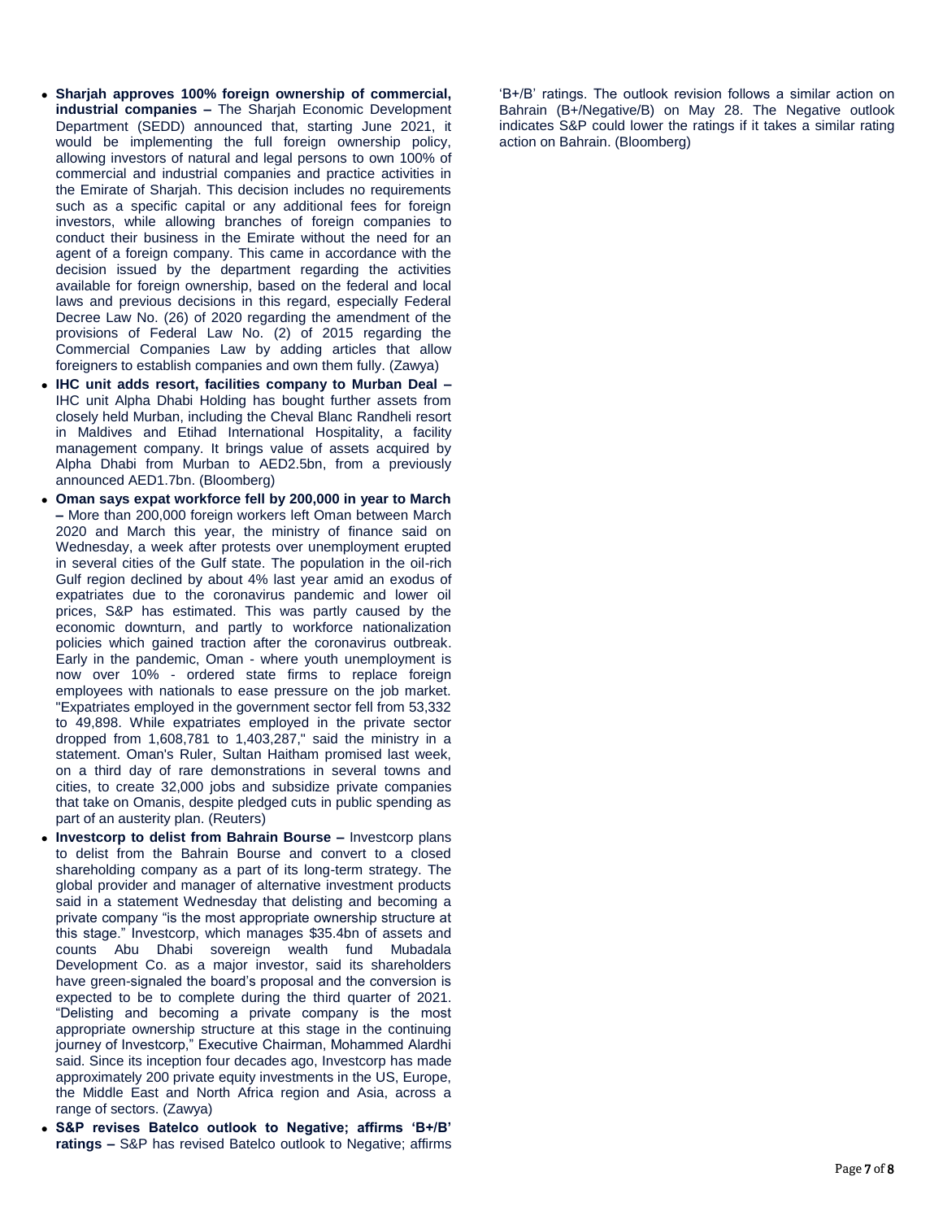- **Sharjah approves 100% foreign ownership of commercial, industrial companies –** The Sharjah Economic Development Department (SEDD) announced that, starting June 2021, it would be implementing the full foreign ownership policy, allowing investors of natural and legal persons to own 100% of commercial and industrial companies and practice activities in the Emirate of Sharjah. This decision includes no requirements such as a specific capital or any additional fees for foreign investors, while allowing branches of foreign companies to conduct their business in the Emirate without the need for an agent of a foreign company. This came in accordance with the decision issued by the department regarding the activities available for foreign ownership, based on the federal and local laws and previous decisions in this regard, especially Federal Decree Law No. (26) of 2020 regarding the amendment of the provisions of Federal Law No. (2) of 2015 regarding the Commercial Companies Law by adding articles that allow foreigners to establish companies and own them fully. (Zawya)
- **IHC unit adds resort, facilities company to Murban Deal –** IHC unit Alpha Dhabi Holding has bought further assets from closely held Murban, including the Cheval Blanc Randheli resort in Maldives and Etihad International Hospitality, a facility management company. It brings value of assets acquired by Alpha Dhabi from Murban to AED2.5bn, from a previously announced AED1.7bn. (Bloomberg)
- **Oman says expat workforce fell by 200,000 in year to March –** More than 200,000 foreign workers left Oman between March 2020 and March this year, the ministry of finance said on Wednesday, a week after protests over unemployment erupted in several cities of the Gulf state. The population in the oil-rich Gulf region declined by about 4% last year amid an exodus of expatriates due to the coronavirus pandemic and lower oil prices, S&P has estimated. This was partly caused by the economic downturn, and partly to workforce nationalization policies which gained traction after the coronavirus outbreak. Early in the pandemic, Oman - where youth unemployment is now over 10% - ordered state firms to replace foreign employees with nationals to ease pressure on the job market. "Expatriates employed in the government sector fell from 53,332 to 49,898. While expatriates employed in the private sector dropped from 1,608,781 to 1,403,287," said the ministry in a statement. Oman's Ruler, Sultan Haitham promised last week, on a third day of rare demonstrations in several towns and cities, to create 32,000 jobs and subsidize private companies that take on Omanis, despite pledged cuts in public spending as part of an austerity plan. (Reuters)
- **Investcorp to delist from Bahrain Bourse –** Investcorp plans to delist from the Bahrain Bourse and convert to a closed shareholding company as a part of its long-term strategy. The global provider and manager of alternative investment products said in a statement Wednesday that delisting and becoming a private company "is the most appropriate ownership structure at this stage." Investcorp, which manages $35.4bn of assets and counts Abu Dhabi sovereign wealth fund Mubadala Development Co. as a major investor, said its shareholders have green-signaled the board's proposal and the conversion is expected to be to complete during the third quarter of 2021. "Delisting and becoming a private company is the most appropriate ownership structure at this stage in the continuing journey of Investcorp," Executive Chairman, Mohammed Alardhi said. Since its inception four decades ago, Investcorp has made approximately 200 private equity investments in the US, Europe, the Middle East and North Africa region and Asia, across a range of sectors. (Zawya)
- **S&P revises Batelco outlook to Negative; affirms 'B+/B' ratings –** S&P has revised Batelco outlook to Negative; affirms 'B+/B' ratings. The outlook revision follows a similar action on Bahrain (B+/Negative/B) on May 28. The Negative outlook indicates S&P could lower the ratings if it takes a similar rating action on Bahrain. (Bloomberg)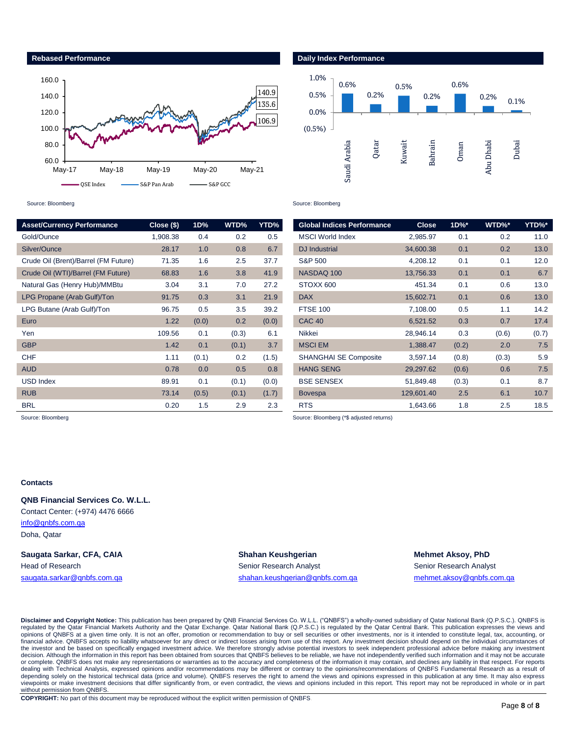**Rebased Performance**

160.0
140.0
120.0
100.0
80.0
60.0

May-17 May-18 May-19 May-20 May-21

140.9
135.6
106.9

QSE Index — S&P Pan Arab — S&P GCC

Source: Bloomberg

**Daily Index Performance**

1.0%
0.5%
0.0%
(0.5%)

0.6% 0.2% 0.5% 0.2% 0.6% 0.2% 0.1%

Saudi Arabia Qatar Kuwait Bahrain Oman Abu Dhabi Dubai

Source: Bloomberg

| Asset/Currency Performance | Close ($) | 1D% | WTD% | YTD% |
|---|---|---|---|---|
| Gold/Ounce | 1,908.38 | 0.4 | 0.2 | 0.5 |
| Silver/Ounce | 28.17 | 1.0 | 0.8 | 6.7 |
| Crude Oil (Brent)/Barrel (FM Future) | 71.35 | 1.6 | 2.5 | 37.7 |
| Crude Oil (WTI)/Barrel (FM Future) | 68.83 | 1.6 | 3.8 | 41.9 |
| Natural Gas (Henry Hub)/MMBtu | 3.04 | 3.1 | 7.0 | 27.2 |
| LPG Propane (Arab Gulf)/Ton | 91.75 | 0.3 | 3.1 | 21.9 |
| LPG Butane (Arab Gulf)/Ton | 96.75 | 0.5 | 3.5 | 39.2 |
| Euro | 1.22 | (0.0) | 0.2 | (0.0) |
| Yen | 109.56 | 0.1 | (0.3) | 6.1 |
| GBP | 1.42 | 0.1 | (0.1) | 3.7 |
| CHF | 1.11 | (0.1) | 0.2 | (1.5) |
| AUD | 0.78 | 0.0 | 0.5 | 0.8 |
| USD Index | 89.91 | 0.1 | (0.1) | (0.0) |
| RUB | 73.14 | (0.5) | (0.1) | (1.7) |
| BRL | 0.20 | 1.5 | 2.9 | 2.3 |

Source: Bloomberg

| Global Indices Performance | Close | 1D%* | WTD%* | YTD%* |
|---|---|---|---|---|
| MSCI World Index | 2,985.97 | 0.1 | 0.2 | 11.0 |
| DJ Industrial | 34,600.38 | 0.1 | 0.2 | 13.0 |
| S&P 500 | 4,208.12 | 0.1 | 0.1 | 12.0 |
| NASDAQ 100 | 13,756.33 | 0.1 | 0.1 | 6.7 |
| STOXX 600 | 451.34 | 0.1 | 0.6 | 13.0 |
| DAX | 15,602.71 | 0.1 | 0.6 | 13.0 |
| FTSE 100 | 7,108.00 | 0.5 | 1.1 | 14.2 |
| CAC 40 | 6,521.52 | 0.3 | 0.7 | 17.4 |
| Nikkei | 28,946.14 | 0.3 | (0.6) | (0.7) |
| MSCI EM | 1,388.47 | (0.2) | 2.0 | 7.5 |
| SHANGHAI SE Composite | 3,597.14 | (0.8) | (0.3) | 5.9 |
| HANG SENG | 29,297.62 | (0.6) | 0.6 | 7.5 |
| BSE SENSEX | 51,849.48 | (0.3) | 0.1 | 8.7 |
| Bovespa | 129,601.40 | 2.5 | 6.1 | 10.7 |
| RTS | 1,643.66 | 1.8 | 2.5 | 18.5 |

Source: Bloomberg (*$ adjusted returns)

**Contacts**

**QNB Financial Services Co. W.L.L.**
Contact Center: (+974) 4476 6666
info@qnbfs.com.qa
Doha, Qatar

**Saugata Sarkar, CFA, CAIA**
Head of Research
saugata.sarkar@qnbfs.com.qa

**Shahan Keushgerian**
Senior Research Analyst
shahan.keushgerian@qnbfs.com.qa

**Mehmet Aksoy, PhD**
Senior Research Analyst
mehmet.aksoy@qnbfs.com.qa

**Disclaimer and Copyright Notice:** This publication has been prepared by QNB Financial Services Co. W.L.L. ("QNBFS") a wholly-owned subsidiary of Qatar National Bank (Q.P.S.C.). QNBFS is regulated by the Qatar Financial Markets Authority and the Qatar Exchange. Qatar National Bank (Q.P.S.C.) is regulated by the Qatar Central Bank. This publication expresses the views and opinions of QNBFS at a given time only. It is not an offer, promotion or recommendation to buy or sell securities or other investments, nor is it intended to constitute legal, tax, accounting, or financial advice. QNBFS accepts no liability whatsoever for any direct or indirect losses arising from use of this report. Any investment decision should depend on the individual circumstances of the investor and be based on specifically engaged investment advice. We therefore strongly advise potential investors to seek independent professional advice before making any investment decision. Although the information in this report has been obtained from sources that QNBFS believes to be reliable, we have not independently verified such information and it may not be accurate or complete. QNBFS does not make any representations or warranties as to the accuracy and completeness of the information it may contain, and declines any liability in that respect. For reports dealing with Technical Analysis, expressed opinions and/or recommendations may be different or contrary to the opinions/recommendations of QNBFS Fundamental Research as a result of depending solely on the historical technical data (price and volume). QNBFS reserves the right to amend the views and opinions expressed in this publication at any time. It may also express viewpoints or make investment decisions that differ significantly from, or even contradict, the views and opinions included in this report. This report may not be reproduced in whole or in part without permission from QNBFS.

**COPYRIGHT:** No part of this document may be reproduced without the explicit written permission of QNBFS